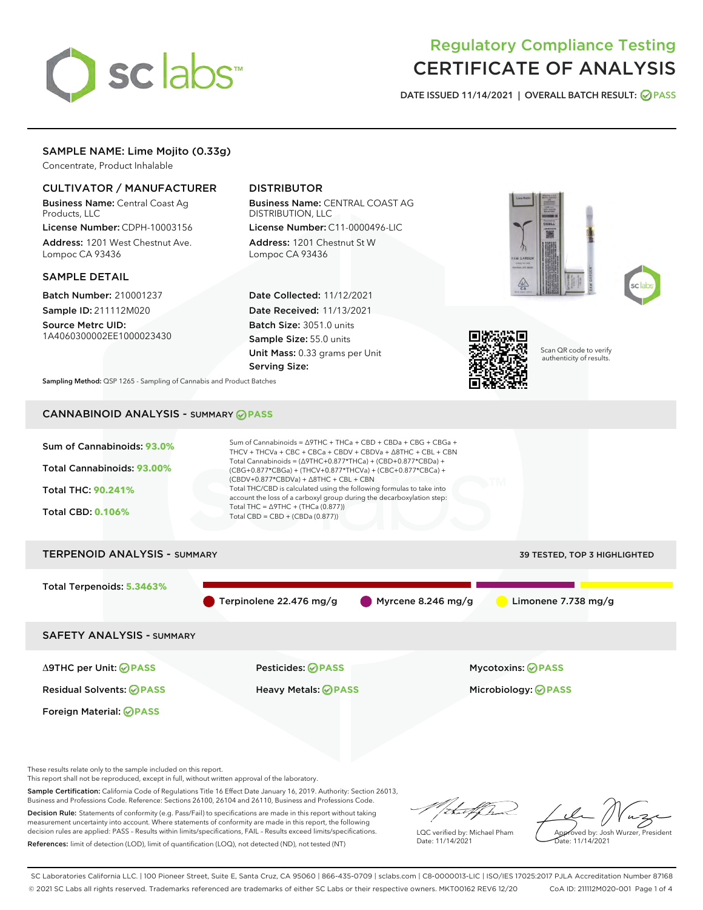# Regulatory Compliance Testing
# CERTIFICATE OF ANALYSIS

DATE ISSUED 11/14/2021 | OVERALL BATCH RESULT: PASS

## SAMPLE NAME: Lime Mojito (0.33g)

Concentrate, Product Inhalable

### CULTIVATOR / MANUFACTURER

**Business Name:** Central Coast Ag Products, LLC

**License Number:** CDPH-10003156

**Address:** 1201 West Chestnut Ave. Lompoc CA 93436

### DISTRIBUTOR

**Business Name:** CENTRAL COAST AG DISTRIBUTION, LLC

**License Number:** C11-0000496-LIC

**Address:** 1201 Chestnut St W Lompoc CA 93436

### SAMPLE DETAIL

**Batch Number:** 210001237

**Sample ID:** 211112M020

**Source Metrc UID:** 1A4060300002EE1000023430

**Date Collected:** 11/12/2021

**Date Received:** 11/13/2021

**Batch Size:** 3051.0 units

**Sample Size:** 55.0 units

**Unit Mass:** 0.33 grams per Unit

**Serving Size:**

Scan QR code to verify authenticity of results.

**Sampling Method:** QSP 1265 - Sampling of Cannabis and Product Batches

## CANNABINOID ANALYSIS - SUMMARY PASS

**Sum of Cannabinoids:** 93.0%

**Total Cannabinoids:** 93.00%

**Total THC:** 90.241%

**Total CBD:** 0.106%

Sum of Cannabinoids = Δ9THC + THCa + CBD + CBDa + CBG + CBGa + THCV + THCVa + CBC + CBCa + CBDV + CBDVa + Δ8THC + CBL + CBN

Total Cannabinoids = (Δ9THC+0.877*THCa) + (CBD+0.877*CBDa) + (CBG+0.877*CBGa) + (THCV+0.877*THCVa) + (CBC+0.877*CBCa) + (CBDV+0.877*CBDVa) + Δ8THC + CBL + CBN

Total THC/CBD is calculated using the following formulas to take into account the loss of a carboxyl group during the decarboxylation step:

Total THC = Δ9THC + (THCa (0.877))

Total CBD = CBD + (CBDa (0.877))

## TERPENOID ANALYSIS - SUMMARY

39 TESTED, TOP 3 HIGHLIGHTED

**Total Terpenoids:** 5.3463%

Terpinolene 22.476 mg/g | Myrcene 8.246 mg/g | Limonene 7.738 mg/g

## SAFETY ANALYSIS - SUMMARY

| | | |
|---|---|---|
| Δ9THC per Unit: PASS | Pesticides: PASS | Mycotoxins: PASS |
| Residual Solvents: PASS | Heavy Metals: PASS | Microbiology: PASS |
| Foreign Material: PASS | | |

These results relate only to the sample included on this report.
This report shall not be reproduced, except in full, without written approval of the laboratory.

**Sample Certification:** California Code of Regulations Title 16 Effect Date January 16, 2019. Authority: Section 26013, Business and Professions Code. Reference: Sections 26100, 26104 and 26110, Business and Professions Code.

**Decision Rule:** Statements of conformity (e.g. Pass/Fail) to specifications are made in this report without taking measurement uncertainty into account. Where statements of conformity are made in this report, the following decision rules are applied: PASS – Results within limits/specifications, FAIL – Results exceed limits/specifications.

**References:** limit of detection (LOD), limit of quantification (LOQ), not detected (ND), not tested (NT)

LQC verified by: Michael Pham
Date: 11/14/2021

Approved by: Josh Wurzer, President
Date: 11/14/2021

SC Laboratories California LLC. | 100 Pioneer Street, Suite E, Santa Cruz, CA 95060 | 866-435-0709 | sclabs.com | C8-0000013-LIC | ISO/IES 17025:2017 PJLA Accreditation Number 87168
© 2021 SC Labs all rights reserved. Trademarks referenced are trademarks of either SC Labs or their respective owners. MKT00162 REV6 12/20 CoA ID: 211112M020-001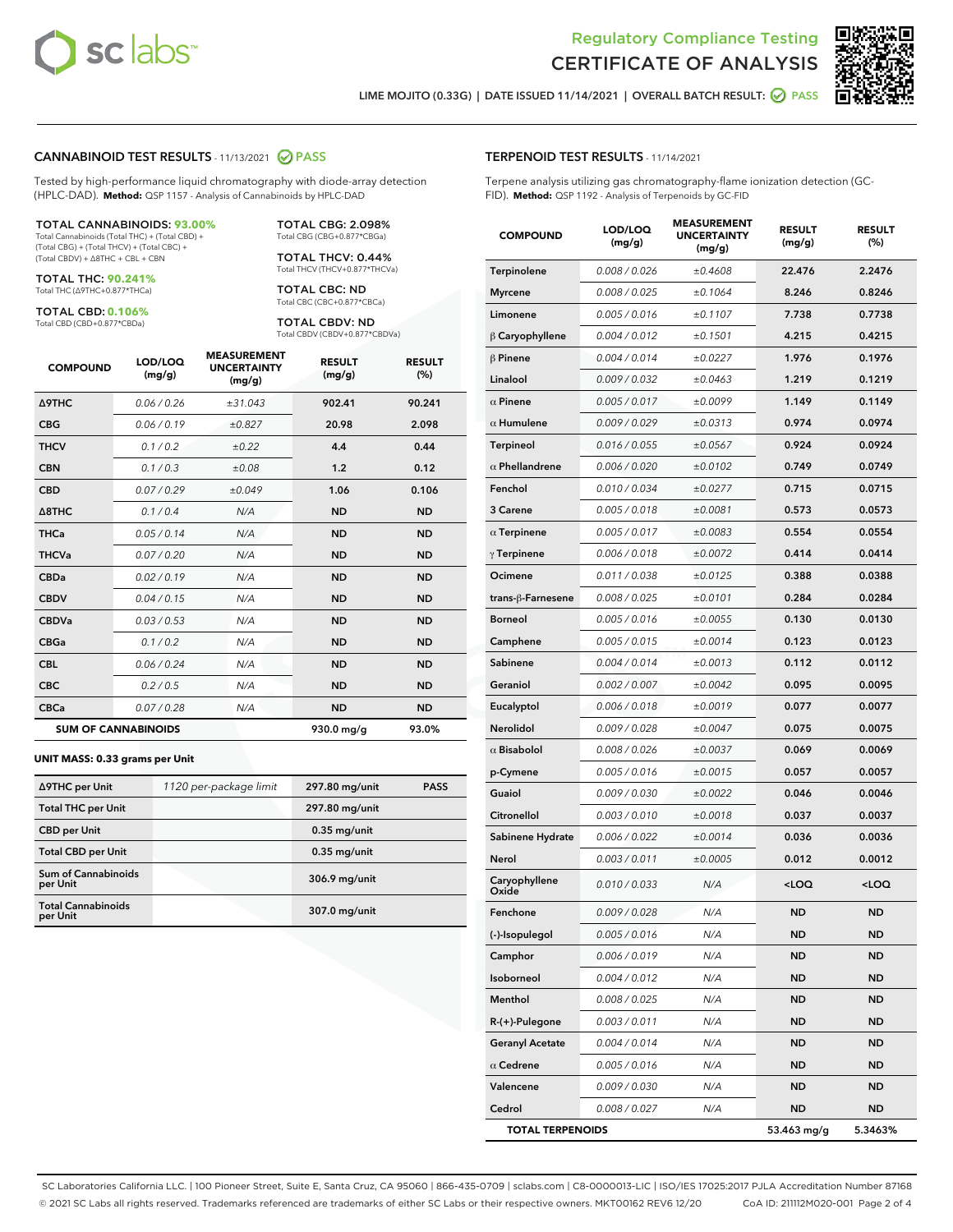Regulatory Compliance Testing
CERTIFICATE OF ANALYSIS

LIME MOJITO (0.33G) | DATE ISSUED 11/14/2021 | OVERALL BATCH RESULT: PASS

## CANNABINOID TEST RESULTS - 11/13/2021 PASS

Tested by high-performance liquid chromatography with diode-array detection (HPLC-DAD). **Method:** QSP 1157 - Analysis of Cannabinoids by HPLC-DAD

**TOTAL CANNABINOIDS: 93.00%**
Total Cannabinoids (Total THC) + (Total CBD) + (Total CBG) + (Total THCV) + (Total CBC) + (Total CBDV) + Δ8THC + CBL + CBN

**TOTAL THC: 90.241%**
Total THC (Δ9THC+0.877*THCa)

**TOTAL CBD: 0.106%**
Total CBD (CBD+0.877*CBDa)

**TOTAL CBG: 2.098%**
Total CBG (CBG+0.877*CBGa)

**TOTAL THCV: 0.44%**
Total THCV (THCV+0.877*THCVa)

**TOTAL CBC: ND**
Total CBC (CBC+0.877*CBCa)

**TOTAL CBDV: ND**
Total CBDV (CBDV+0.877*CBDVa)

| COMPOUND | LOD/LOQ (mg/g) | MEASUREMENT UNCERTAINTY (mg/g) | RESULT (mg/g) | RESULT (%) |
|---|---|---|---|---|
| Δ9THC | 0.06 / 0.26 | ±31.043 | 902.41 | 90.241 |
| CBG | 0.06 / 0.19 | ±0.827 | 20.98 | 2.098 |
| THCV | 0.1 / 0.2 | ±0.22 | 4.4 | 0.44 |
| CBN | 0.1 / 0.3 | ±0.08 | 1.2 | 0.12 |
| CBD | 0.07 / 0.29 | ±0.049 | 1.06 | 0.106 |
| Δ8THC | 0.1 / 0.4 | N/A | ND | ND |
| THCa | 0.05 / 0.14 | N/A | ND | ND |
| THCVa | 0.07 / 0.20 | N/A | ND | ND |
| CBDa | 0.02 / 0.19 | N/A | ND | ND |
| CBDV | 0.04 / 0.15 | N/A | ND | ND |
| CBDVa | 0.03 / 0.53 | N/A | ND | ND |
| CBGa | 0.1 / 0.2 | N/A | ND | ND |
| CBL | 0.06 / 0.24 | N/A | ND | ND |
| CBC | 0.2 / 0.5 | N/A | ND | ND |
| CBCa | 0.07 / 0.28 | N/A | ND | ND |
| **SUM OF CANNABINOIDS** | | | 930.0 mg/g | 93.0% |

**UNIT MASS: 0.33 grams per Unit**

| Δ9THC per Unit | 1120 per-package limit | 297.80 mg/unit | PASS |
|---|---|---|---|
| Total THC per Unit | | 297.80 mg/unit | |
| CBD per Unit | | 0.35 mg/unit | |
| Total CBD per Unit | | 0.35 mg/unit | |
| Sum of Cannabinoids per Unit | | 306.9 mg/unit | |
| Total Cannabinoids per Unit | | 307.0 mg/unit | |

## TERPENOID TEST RESULTS - 11/14/2021

Terpene analysis utilizing gas chromatography-flame ionization detection (GC-FID). **Method:** QSP 1192 - Analysis of Terpenoids by GC-FID

| COMPOUND | LOD/LOQ (mg/g) | MEASUREMENT UNCERTAINTY (mg/g) | RESULT (mg/g) | RESULT (%) |
|---|---|---|---|---|
| Terpinolene | 0.008 / 0.026 | ±0.4608 | 22.476 | 2.2476 |
| Myrcene | 0.008 / 0.025 | ±0.1064 | 8.246 | 0.8246 |
| Limonene | 0.005 / 0.016 | ±0.1107 | 7.738 | 0.7738 |
| β Caryophyllene | 0.004 / 0.012 | ±0.1501 | 4.215 | 0.4215 |
| β Pinene | 0.004 / 0.014 | ±0.0227 | 1.976 | 0.1976 |
| Linalool | 0.009 / 0.032 | ±0.0463 | 1.219 | 0.1219 |
| α Pinene | 0.005 / 0.017 | ±0.0099 | 1.149 | 0.1149 |
| α Humulene | 0.009 / 0.029 | ±0.0313 | 0.974 | 0.0974 |
| Terpineol | 0.016 / 0.055 | ±0.0567 | 0.924 | 0.0924 |
| α Phellandrene | 0.006 / 0.020 | ±0.0102 | 0.749 | 0.0749 |
| Fenchol | 0.010 / 0.034 | ±0.0277 | 0.715 | 0.0715 |
| 3 Carene | 0.005 / 0.018 | ±0.0081 | 0.573 | 0.0573 |
| α Terpinene | 0.005 / 0.017 | ±0.0083 | 0.554 | 0.0554 |
| γ Terpinene | 0.006 / 0.018 | ±0.0072 | 0.414 | 0.0414 |
| Ocimene | 0.011 / 0.038 | ±0.0125 | 0.388 | 0.0388 |
| trans-β-Farnesene | 0.008 / 0.025 | ±0.0101 | 0.284 | 0.0284 |
| Borneol | 0.005 / 0.016 | ±0.0055 | 0.130 | 0.0130 |
| Camphene | 0.005 / 0.015 | ±0.0014 | 0.123 | 0.0123 |
| Sabinene | 0.004 / 0.014 | ±0.0013 | 0.112 | 0.0112 |
| Geraniol | 0.002 / 0.007 | ±0.0042 | 0.095 | 0.0095 |
| Eucalyptol | 0.006 / 0.018 | ±0.0019 | 0.077 | 0.0077 |
| Nerolidol | 0.009 / 0.028 | ±0.0047 | 0.075 | 0.0075 |
| α Bisabolol | 0.008 / 0.026 | ±0.0037 | 0.069 | 0.0069 |
| p-Cymene | 0.005 / 0.016 | ±0.0015 | 0.057 | 0.0057 |
| Guaiol | 0.009 / 0.030 | ±0.0022 | 0.046 | 0.0046 |
| Citronellol | 0.003 / 0.010 | ±0.0018 | 0.037 | 0.0037 |
| Sabinene Hydrate | 0.006 / 0.022 | ±0.0014 | 0.036 | 0.0036 |
| Nerol | 0.003 / 0.011 | ±0.0005 | 0.012 | 0.0012 |
| Caryophyllene Oxide | 0.010 / 0.033 | N/A | <LOQ | <LOQ |
| Fenchone | 0.009 / 0.028 | N/A | ND | ND |
| (-)-Isopulegol | 0.005 / 0.016 | N/A | ND | ND |
| Camphor | 0.006 / 0.019 | N/A | ND | ND |
| Isoborneol | 0.004 / 0.012 | N/A | ND | ND |
| Menthol | 0.008 / 0.025 | N/A | ND | ND |
| R-(+)-Pulegone | 0.003 / 0.011 | N/A | ND | ND |
| Geranyl Acetate | 0.004 / 0.014 | N/A | ND | ND |
| α Cedrene | 0.005 / 0.016 | N/A | ND | ND |
| Valencene | 0.009 / 0.030 | N/A | ND | ND |
| Cedrol | 0.008 / 0.027 | N/A | ND | ND |
| **TOTAL TERPENOIDS** | | | 53.463 mg/g | 5.3463% |

SC Laboratories California LLC. | 100 Pioneer Street, Suite E, Santa Cruz, CA 95060 | 866-435-0709 | sclabs.com | C8-0000013-LIC | ISO/IES 17025:2017 PJLA Accreditation Number 87168
© 2021 SC Labs all rights reserved. Trademarks referenced are trademarks of either SC Labs or their respective owners. MKT00162 REV6 12/20 CoA ID: 211112M020-001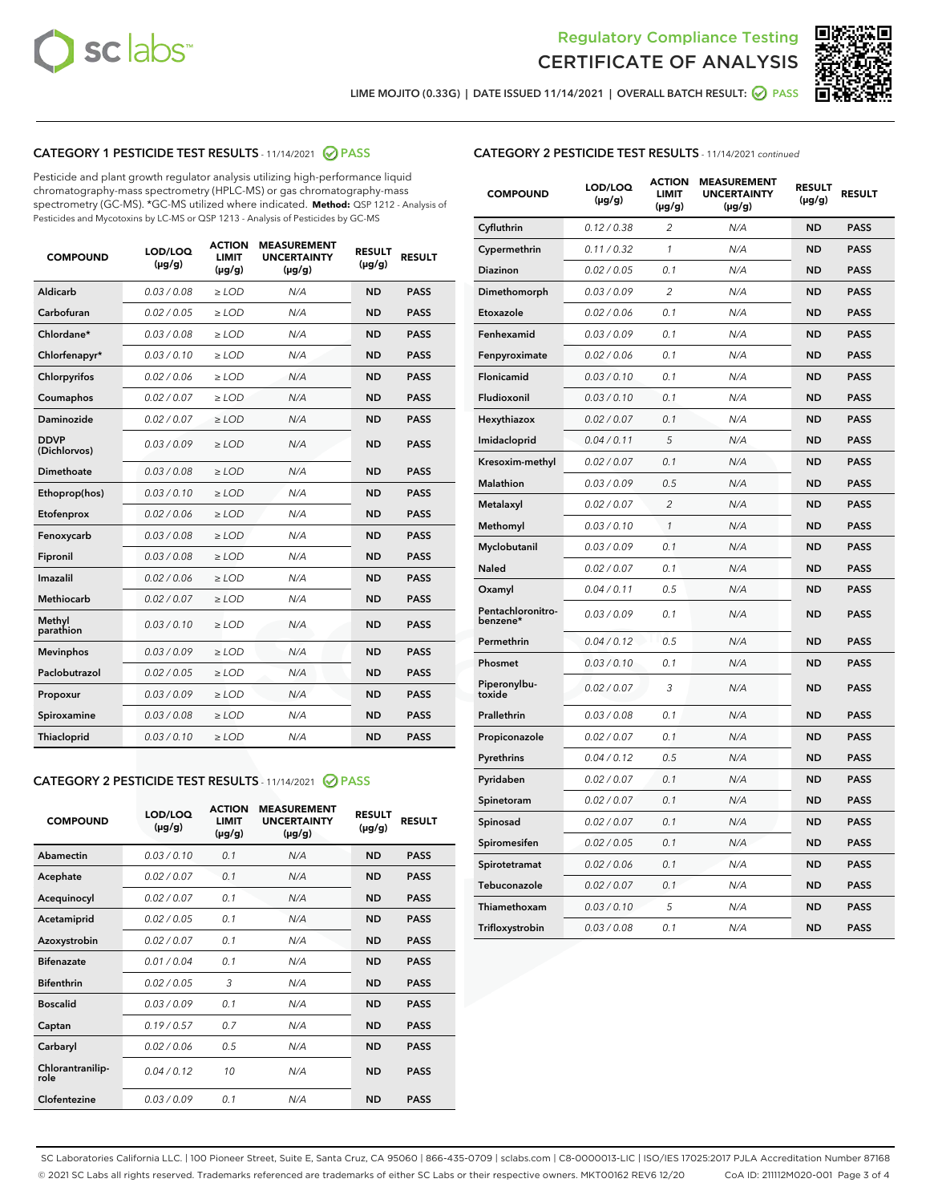## Regulatory Compliance Testing
## CERTIFICATE OF ANALYSIS

LIME MOJITO (0.33G) | DATE ISSUED 11/14/2021 | OVERALL BATCH RESULT: PASS

### CATEGORY 1 PESTICIDE TEST RESULTS - 11/14/2021 PASS

Pesticide and plant growth regulator analysis utilizing high-performance liquid chromatography-mass spectrometry (HPLC-MS) or gas chromatography-mass spectrometry (GC-MS). *GC-MS utilized where indicated. **Method:** QSP 1212 - Analysis of Pesticides and Mycotoxins by LC-MS or QSP 1213 - Analysis of Pesticides by GC-MS

| COMPOUND | LOD/LOQ (µg/g) | ACTION LIMIT (µg/g) | MEASUREMENT UNCERTAINTY (µg/g) | RESULT (µg/g) | RESULT |
|---|---|---|---|---|---|
| Aldicarb | 0.03 / 0.08 | ≥ LOD | N/A | ND | PASS |
| Carbofuran | 0.02 / 0.05 | ≥ LOD | N/A | ND | PASS |
| Chlordane* | 0.03 / 0.08 | ≥ LOD | N/A | ND | PASS |
| Chlorfenapyr* | 0.03 / 0.10 | ≥ LOD | N/A | ND | PASS |
| Chlorpyrifos | 0.02 / 0.06 | ≥ LOD | N/A | ND | PASS |
| Coumaphos | 0.02 / 0.07 | ≥ LOD | N/A | ND | PASS |
| Daminozide | 0.02 / 0.07 | ≥ LOD | N/A | ND | PASS |
| DDVP (Dichlorvos) | 0.03 / 0.09 | ≥ LOD | N/A | ND | PASS |
| Dimethoate | 0.03 / 0.08 | ≥ LOD | N/A | ND | PASS |
| Ethoprop(hos) | 0.03 / 0.10 | ≥ LOD | N/A | ND | PASS |
| Etofenprox | 0.02 / 0.06 | ≥ LOD | N/A | ND | PASS |
| Fenoxycarb | 0.03 / 0.08 | ≥ LOD | N/A | ND | PASS |
| Fipronil | 0.03 / 0.08 | ≥ LOD | N/A | ND | PASS |
| Imazalil | 0.02 / 0.06 | ≥ LOD | N/A | ND | PASS |
| Methiocarb | 0.02 / 0.07 | ≥ LOD | N/A | ND | PASS |
| Methyl parathion | 0.03 / 0.10 | ≥ LOD | N/A | ND | PASS |
| Mevinphos | 0.03 / 0.09 | ≥ LOD | N/A | ND | PASS |
| Paclobutrazol | 0.02 / 0.05 | ≥ LOD | N/A | ND | PASS |
| Propoxur | 0.03 / 0.09 | ≥ LOD | N/A | ND | PASS |
| Spiroxamine | 0.03 / 0.08 | ≥ LOD | N/A | ND | PASS |
| Thiacloprid | 0.03 / 0.10 | ≥ LOD | N/A | ND | PASS |

### CATEGORY 2 PESTICIDE TEST RESULTS - 11/14/2021 PASS

| COMPOUND | LOD/LOQ (µg/g) | ACTION LIMIT (µg/g) | MEASUREMENT UNCERTAINTY (µg/g) | RESULT (µg/g) | RESULT |
|---|---|---|---|---|---|
| Abamectin | 0.03 / 0.10 | 0.1 | N/A | ND | PASS |
| Acephate | 0.02 / 0.07 | 0.1 | N/A | ND | PASS |
| Acequinocyl | 0.02 / 0.07 | 0.1 | N/A | ND | PASS |
| Acetamiprid | 0.02 / 0.05 | 0.1 | N/A | ND | PASS |
| Azoxystrobin | 0.02 / 0.07 | 0.1 | N/A | ND | PASS |
| Bifenazate | 0.01 / 0.04 | 0.1 | N/A | ND | PASS |
| Bifenthrin | 0.02 / 0.05 | 3 | N/A | ND | PASS |
| Boscalid | 0.03 / 0.09 | 0.1 | N/A | ND | PASS |
| Captan | 0.19 / 0.57 | 0.7 | N/A | ND | PASS |
| Carbaryl | 0.02 / 0.06 | 0.5 | N/A | ND | PASS |
| Chlorantraniliprole | 0.04 / 0.12 | 10 | N/A | ND | PASS |
| Clofentezine | 0.03 / 0.09 | 0.1 | N/A | ND | PASS |
| Cyfluthrin | 0.12 / 0.38 | 2 | N/A | ND | PASS |
| Cypermethrin | 0.11 / 0.32 | 1 | N/A | ND | PASS |
| Diazinon | 0.02 / 0.05 | 0.1 | N/A | ND | PASS |
| Dimethomorph | 0.03 / 0.09 | 2 | N/A | ND | PASS |
| Etoxazole | 0.02 / 0.06 | 0.1 | N/A | ND | PASS |
| Fenhexamid | 0.03 / 0.09 | 0.1 | N/A | ND | PASS |
| Fenpyroximate | 0.02 / 0.06 | 0.1 | N/A | ND | PASS |
| Flonicamid | 0.03 / 0.10 | 0.1 | N/A | ND | PASS |
| Fludioxonil | 0.03 / 0.10 | 0.1 | N/A | ND | PASS |
| Hexythiazox | 0.02 / 0.07 | 0.1 | N/A | ND | PASS |
| Imidacloprid | 0.04 / 0.11 | 5 | N/A | ND | PASS |
| Kresoxim-methyl | 0.02 / 0.07 | 0.1 | N/A | ND | PASS |
| Malathion | 0.03 / 0.09 | 0.5 | N/A | ND | PASS |
| Metalaxyl | 0.02 / 0.07 | 2 | N/A | ND | PASS |
| Methomyl | 0.03 / 0.10 | 1 | N/A | ND | PASS |
| Myclobutanil | 0.03 / 0.09 | 0.1 | N/A | ND | PASS |
| Naled | 0.02 / 0.07 | 0.1 | N/A | ND | PASS |
| Oxamyl | 0.04 / 0.11 | 0.5 | N/A | ND | PASS |
| Pentachloronitrobenzene* | 0.03 / 0.09 | 0.1 | N/A | ND | PASS |
| Permethrin | 0.04 / 0.12 | 0.5 | N/A | ND | PASS |
| Phosmet | 0.03 / 0.10 | 0.1 | N/A | ND | PASS |
| Piperonylbutoxide | 0.02 / 0.07 | 3 | N/A | ND | PASS |
| Prallethrin | 0.03 / 0.08 | 0.1 | N/A | ND | PASS |
| Propiconazole | 0.02 / 0.07 | 0.1 | N/A | ND | PASS |
| Pyrethrins | 0.04 / 0.12 | 0.5 | N/A | ND | PASS |
| Pyridaben | 0.02 / 0.07 | 0.1 | N/A | ND | PASS |
| Spinetoram | 0.02 / 0.07 | 0.1 | N/A | ND | PASS |
| Spinosad | 0.02 / 0.07 | 0.1 | N/A | ND | PASS |
| Spiromesifen | 0.02 / 0.05 | 0.1 | N/A | ND | PASS |
| Spirotetramat | 0.02 / 0.06 | 0.1 | N/A | ND | PASS |
| Tebuconazole | 0.02 / 0.07 | 0.1 | N/A | ND | PASS |
| Thiamethoxam | 0.03 / 0.10 | 5 | N/A | ND | PASS |
| Trifloxystrobin | 0.03 / 0.08 | 0.1 | N/A | ND | PASS |

SC Laboratories California LLC. | 100 Pioneer Street, Suite E, Santa Cruz, CA 95060 | 866-435-0709 | sclabs.com | C8-0000013-LIC | ISO/IES 17025:2017 PJLA Accreditation Number 87168
© 2021 SC Labs all rights reserved. Trademarks referenced are trademarks of either SC Labs or their respective owners. MKT00162 REV6 12/20 CoA ID: 211112M020-001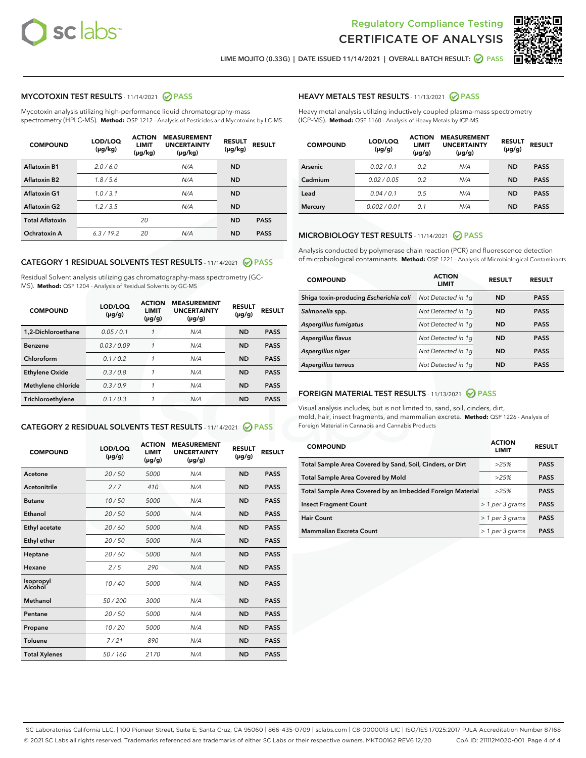Regulatory Compliance Testing
CERTIFICATE OF ANALYSIS

LIME MOJITO (0.33G) | DATE ISSUED 11/14/2021 | OVERALL BATCH RESULT: PASS

## MYCOTOXIN TEST RESULTS - 11/14/2021 PASS

Mycotoxin analysis utilizing high-performance liquid chromatography-mass spectrometry (HPLC-MS). **Method:** QSP 1212 - Analysis of Pesticides and Mycotoxins by LC-MS

| COMPOUND | LOD/LOQ (µg/kg) | ACTION LIMIT (µg/kg) | MEASUREMENT UNCERTAINTY (µg/kg) | RESULT (µg/kg) | RESULT |
|---|---|---|---|---|---|
| Aflatoxin B1 | 2.0 / 6.0 | | N/A | ND | |
| Aflatoxin B2 | 1.8 / 5.6 | | N/A | ND | |
| Aflatoxin G1 | 1.0 / 3.1 | | N/A | ND | |
| Aflatoxin G2 | 1.2 / 3.5 | | N/A | ND | |
| Total Aflatoxin | | 20 | | ND | PASS |
| Ochratoxin A | 6.3 / 19.2 | 20 | N/A | ND | PASS |

## CATEGORY 1 RESIDUAL SOLVENTS TEST RESULTS - 11/14/2021 PASS

Residual Solvent analysis utilizing gas chromatography-mass spectrometry (GC-MS). **Method:** QSP 1204 - Analysis of Residual Solvents by GC-MS

| COMPOUND | LOD/LOQ (µg/g) | ACTION LIMIT (µg/g) | MEASUREMENT UNCERTAINTY (µg/g) | RESULT (µg/g) | RESULT |
|---|---|---|---|---|---|
| 1,2-Dichloroethane | 0.05 / 0.1 | 1 | N/A | ND | PASS |
| Benzene | 0.03 / 0.09 | 1 | N/A | ND | PASS |
| Chloroform | 0.1 / 0.2 | 1 | N/A | ND | PASS |
| Ethylene Oxide | 0.3 / 0.8 | 1 | N/A | ND | PASS |
| Methylene chloride | 0.3 / 0.9 | 1 | N/A | ND | PASS |
| Trichloroethylene | 0.1 / 0.3 | 1 | N/A | ND | PASS |

## CATEGORY 2 RESIDUAL SOLVENTS TEST RESULTS - 11/14/2021 PASS

| COMPOUND | LOD/LOQ (µg/g) | ACTION LIMIT (µg/g) | MEASUREMENT UNCERTAINTY (µg/g) | RESULT (µg/g) | RESULT |
|---|---|---|---|---|---|
| Acetone | 20 / 50 | 5000 | N/A | ND | PASS |
| Acetonitrile | 2 / 7 | 410 | N/A | ND | PASS |
| Butane | 10 / 50 | 5000 | N/A | ND | PASS |
| Ethanol | 20 / 50 | 5000 | N/A | ND | PASS |
| Ethyl acetate | 20 / 60 | 5000 | N/A | ND | PASS |
| Ethyl ether | 20 / 50 | 5000 | N/A | ND | PASS |
| Heptane | 20 / 60 | 5000 | N/A | ND | PASS |
| Hexane | 2 / 5 | 290 | N/A | ND | PASS |
| Isopropyl Alcohol | 10 / 40 | 5000 | N/A | ND | PASS |
| Methanol | 50 / 200 | 3000 | N/A | ND | PASS |
| Pentane | 20 / 50 | 5000 | N/A | ND | PASS |
| Propane | 10 / 20 | 5000 | N/A | ND | PASS |
| Toluene | 7 / 21 | 890 | N/A | ND | PASS |
| Total Xylenes | 50 / 160 | 2170 | N/A | ND | PASS |

## HEAVY METALS TEST RESULTS - 11/13/2021 PASS

Heavy metal analysis utilizing inductively coupled plasma-mass spectrometry (ICP-MS). **Method:** QSP 1160 - Analysis of Heavy Metals by ICP-MS

| COMPOUND | LOD/LOQ (µg/g) | ACTION LIMIT (µg/g) | MEASUREMENT UNCERTAINTY (µg/g) | RESULT (µg/g) | RESULT |
|---|---|---|---|---|---|
| Arsenic | 0.02 / 0.1 | 0.2 | N/A | ND | PASS |
| Cadmium | 0.02 / 0.05 | 0.2 | N/A | ND | PASS |
| Lead | 0.04 / 0.1 | 0.5 | N/A | ND | PASS |
| Mercury | 0.002 / 0.01 | 0.1 | N/A | ND | PASS |

## MICROBIOLOGY TEST RESULTS - 11/14/2021 PASS

Analysis conducted by polymerase chain reaction (PCR) and fluorescence detection of microbiological contaminants. **Method:** QSP 1221 - Analysis of Microbiological Contaminants

| COMPOUND | ACTION LIMIT | RESULT | RESULT |
|---|---|---|---|
| Shiga toxin-producing *Escherichia coli* | Not Detected in 1g | ND | PASS |
| *Salmonella* spp. | Not Detected in 1g | ND | PASS |
| *Aspergillus fumigatus* | Not Detected in 1g | ND | PASS |
| *Aspergillus flavus* | Not Detected in 1g | ND | PASS |
| *Aspergillus niger* | Not Detected in 1g | ND | PASS |
| *Aspergillus terreus* | Not Detected in 1g | ND | PASS |

## FOREIGN MATERIAL TEST RESULTS - 11/13/2021 PASS

Visual analysis includes, but is not limited to, sand, soil, cinders, dirt, mold, hair, insect fragments, and mammalian excreta. **Method:** QSP 1226 - Analysis of Foreign Material in Cannabis and Cannabis Products

| COMPOUND | ACTION LIMIT | RESULT |
|---|---|---|
| Total Sample Area Covered by Sand, Soil, Cinders, or Dirt | >25% | PASS |
| Total Sample Area Covered by Mold | >25% | PASS |
| Total Sample Area Covered by an Imbedded Foreign Material | >25% | PASS |
| Insect Fragment Count | > 1 per 3 grams | PASS |
| Hair Count | > 1 per 3 grams | PASS |
| Mammalian Excreta Count | > 1 per 3 grams | PASS |

SC Laboratories California LLC. | 100 Pioneer Street, Suite E, Santa Cruz, CA 95060 | 866-435-0709 | sclabs.com | C8-0000013-LIC | ISO/IES 17025:2017 PJLA Accreditation Number 87168
© 2021 SC Labs all rights reserved. Trademarks referenced are trademarks of either SC Labs or their respective owners. MKT00162 REV6 12/20 CoA ID: 211112M020-001